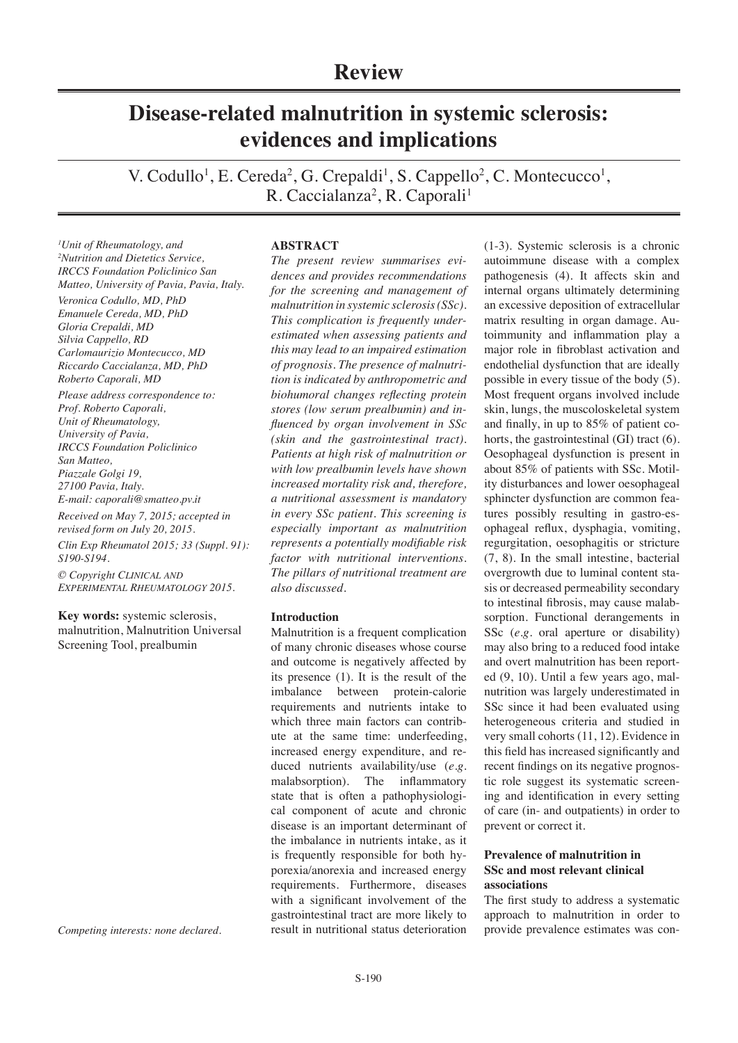# Review

# Disease-related malnutrition in systemic sclerosis: evidences and implications

V. Codullo[1], E. Cereda[2], G. Crepaldi[1], S. Cappello[2], C. Montecucco[1], R. Caccialanza[2], R. Caporali[1]

*[1]Unit of Rheumatology, and [2]Nutrition and Dietetics Service, IRCCS Foundation Policlinico San Matteo, University of Pavia, Pavia, Italy.*

*Veronica Codullo, MD, PhD*
*Emanuele Cereda, MD, PhD*
*Gloria Crepaldi, MD*
*Silvia Cappello, RD*
*Carlomaurizio Montecucco, MD*
*Riccardo Caccialanza, MD, PhD*
*Roberto Caporali, MD*

*Please address correspondence to: Prof. Roberto Caporali, Unit of Rheumatology, University of Pavia, IRCCS Foundation Policlinico San Matteo, Piazzale Golgi 19, 27100 Pavia, Italy. E-mail: caporali@smatteo.pv.it*

*Received on May 7, 2015; accepted in revised form on July 20, 2015.*

*Clin Exp Rheumatol 2015; 33 (Suppl. 91): S190-S194.*

*© Copyright Clinical and Experimental Rheumatology 2015.*

**Key words:** systemic sclerosis, malnutrition, Malnutrition Universal Screening Tool, prealbumin

*Competing interests: none declared.*

## ABSTRACT

*The present review summarises evidences and provides recommendations for the screening and management of malnutrition in systemic sclerosis (SSc). This complication is frequently underestimated when assessing patients and this may lead to an impaired estimation of prognosis. The presence of malnutrition is indicated by anthropometric and biohumoral changes reflecting protein stores (low serum prealbumin) and influenced by organ involvement in SSc (skin and the gastrointestinal tract). Patients at high risk of malnutrition or with low prealbumin levels have shown increased mortality risk and, therefore, a nutritional assessment is mandatory in every SSc patient. This screening is especially important as malnutrition represents a potentially modifiable risk factor with nutritional interventions. The pillars of nutritional treatment are also discussed.*

## Introduction

Malnutrition is a frequent complication of many chronic diseases whose course and outcome is negatively affected by its presence (1). It is the result of the imbalance between protein-calorie requirements and nutrients intake to which three main factors can contribute at the same time: underfeeding, increased energy expenditure, and reduced nutrients availability/use (*e.g.* malabsorption). The inflammatory state that is often a pathophysiological component of acute and chronic disease is an important determinant of the imbalance in nutrients intake, as it is frequently responsible for both hyporexia/anorexia and increased energy requirements. Furthermore, diseases with a significant involvement of the gastrointestinal tract are more likely to result in nutritional status deterioration (1-3). Systemic sclerosis is a chronic autoimmune disease with a complex pathogenesis (4). It affects skin and internal organs ultimately determining an excessive deposition of extracellular matrix resulting in organ damage. Autoimmunity and inflammation play a major role in fibroblast activation and endothelial dysfunction that are ideally possible in every tissue of the body (5). Most frequent organs involved include skin, lungs, the muscoloskeletal system and finally, in up to 85% of patient cohorts, the gastrointestinal (GI) tract (6). Oesophageal dysfunction is present in about 85% of patients with SSc. Motility disturbances and lower oesophageal sphincter dysfunction are common features possibly resulting in gastro-esophageal reflux, dysphagia, vomiting, regurgitation, oesophagitis or stricture (7, 8). In the small intestine, bacterial overgrowth due to luminal content stasis or decreased permeability secondary to intestinal fibrosis, may cause malabsorption. Functional derangements in SSc (*e.g.* oral aperture or disability) may also bring to a reduced food intake and overt malnutrition has been reported (9, 10). Until a few years ago, malnutrition was largely underestimated in SSc since it had been evaluated using heterogeneous criteria and studied in very small cohorts (11, 12). Evidence in this field has increased significantly and recent findings on its negative prognostic role suggest its systematic screening and identification in every setting of care (in- and outpatients) in order to prevent or correct it.

## Prevalence of malnutrition in SSc and most relevant clinical associations

The first study to address a systematic approach to malnutrition in order to provide prevalence estimates was con-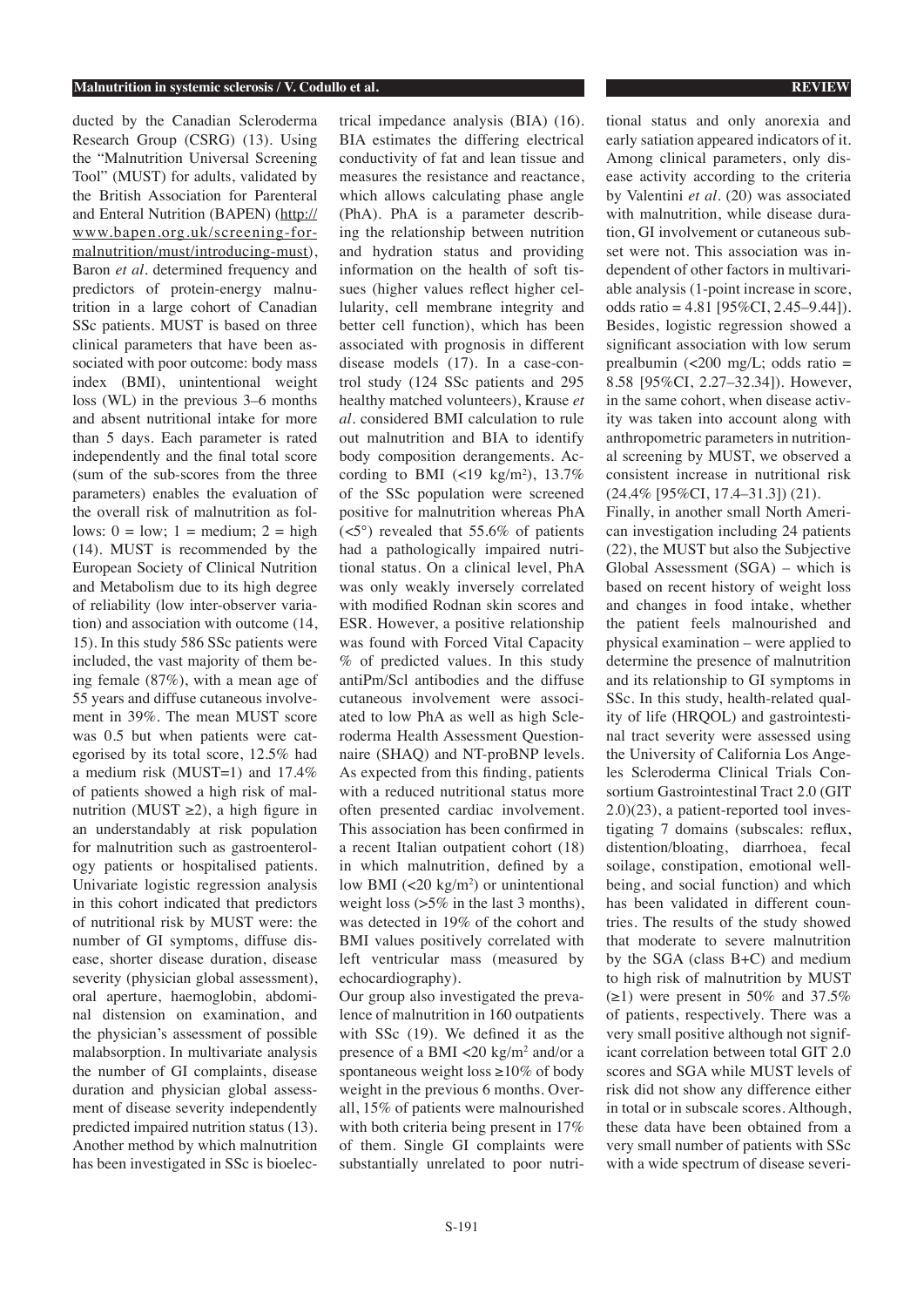ducted by the Canadian Scleroderma Research Group (CSRG) (13). Using the "Malnutrition Universal Screening Tool" (MUST) for adults, validated by the British Association for Parenteral and Enteral Nutrition (BAPEN) (http://www.bapen.org.uk/screening-for-malnutrition/must/introducing-must), Baron *et al.* determined frequency and predictors of protein-energy malnutrition in a large cohort of Canadian SSc patients. MUST is based on three clinical parameters that have been associated with poor outcome: body mass index (BMI), unintentional weight loss (WL) in the previous 3–6 months and absent nutritional intake for more than 5 days. Each parameter is rated independently and the final total score (sum of the sub-scores from the three parameters) enables the evaluation of the overall risk of malnutrition as follows: 0 = low; 1 = medium; 2 = high (14). MUST is recommended by the European Society of Clinical Nutrition and Metabolism due to its high degree of reliability (low inter-observer variation) and association with outcome (14, 15). In this study 586 SSc patients were included, the vast majority of them being female (87%), with a mean age of 55 years and diffuse cutaneous involvement in 39%. The mean MUST score was 0.5 but when patients were categorised by its total score, 12.5% had a medium risk (MUST=1) and 17.4% of patients showed a high risk of malnutrition (MUST ≥2), a high figure in an understandably at risk population for malnutrition such as gastroenterology patients or hospitalised patients. Univariate logistic regression analysis in this cohort indicated that predictors of nutritional risk by MUST were: the number of GI symptoms, diffuse disease, shorter disease duration, disease severity (physician global assessment), oral aperture, haemoglobin, abdominal distension on examination, and the physician's assessment of possible malabsorption. In multivariate analysis the number of GI complaints, disease duration and physician global assessment of disease severity independently predicted impaired nutrition status (13).

Another method by which malnutrition has been investigated in SSc is bioelectrical impedance analysis (BIA) (16). BIA estimates the differing electrical conductivity of fat and lean tissue and measures the resistance and reactance, which allows calculating phase angle (PhA). PhA is a parameter describing the relationship between nutrition and hydration status and providing information on the health of soft tissues (higher values reflect higher cellularity, cell membrane integrity and better cell function), which has been associated with prognosis in different disease models (17). In a case-control study (124 SSc patients and 295 healthy matched volunteers), Krause *et al.* considered BMI calculation to rule out malnutrition and BIA to identify body composition derangements. According to BMI (<19 kg/m$^2$), 13.7% of the SSc population were screened positive for malnutrition whereas PhA (<5°) revealed that 55.6% of patients had a pathologically impaired nutritional status. On a clinical level, PhA was only weakly inversely correlated with modified Rodnan skin scores and ESR. However, a positive relationship was found with Forced Vital Capacity % of predicted values. In this study antiPm/Scl antibodies and the diffuse cutaneous involvement were associated to low PhA as well as high Scleroderma Health Assessment Questionnaire (SHAQ) and NT-proBNP levels. As expected from this finding, patients with a reduced nutritional status more often presented cardiac involvement. This association has been confirmed in a recent Italian outpatient cohort (18) in which malnutrition, defined by a low BMI (<20 kg/m$^2$) or unintentional weight loss (>5% in the last 3 months), was detected in 19% of the cohort and BMI values positively correlated with left ventricular mass (measured by echocardiography).

Our group also investigated the prevalence of malnutrition in 160 outpatients with SSc (19). We defined it as the presence of a BMI <20 kg/m$^2$ and/or a spontaneous weight loss ≥10% of body weight in the previous 6 months. Overall, 15% of patients were malnourished with both criteria being present in 17% of them. Single GI complaints were substantially unrelated to poor nutritional status and only anorexia and early satiation appeared indicators of it. Among clinical parameters, only disease activity according to the criteria by Valentini *et al.* (20) was associated with malnutrition, while disease duration, GI involvement or cutaneous subset were not. This association was independent of other factors in multivariable analysis (1-point increase in score, odds ratio = 4.81 [95%CI, 2.45–9.44]). Besides, logistic regression showed a significant association with low serum prealbumin (<200 mg/L; odds ratio = 8.58 [95%CI, 2.27–32.34]). However, in the same cohort, when disease activity was taken into account along with anthropometric parameters in nutritional screening by MUST, we observed a consistent increase in nutritional risk (24.4% [95%CI, 17.4–31.3]) (21).

Finally, in another small North American investigation including 24 patients (22), the MUST but also the Subjective Global Assessment (SGA) – which is based on recent history of weight loss and changes in food intake, whether the patient feels malnourished and physical examination – were applied to determine the presence of malnutrition and its relationship to GI symptoms in SSc. In this study, health-related quality of life (HRQOL) and gastrointestinal tract severity were assessed using the University of California Los Angeles Scleroderma Clinical Trials Consortium Gastrointestinal Tract 2.0 (GIT 2.0)(23), a patient-reported tool investigating 7 domains (subscales: reflux, distention/bloating, diarrhoea, fecal soilage, constipation, emotional wellbeing, and social function) and which has been validated in different countries. The results of the study showed that moderate to severe malnutrition by the SGA (class B+C) and medium to high risk of malnutrition by MUST (≥1) were present in 50% and 37.5% of patients, respectively. There was a very small positive although not significant correlation between total GIT 2.0 scores and SGA while MUST levels of risk did not show any difference either in total or in subscale scores. Although, these data have been obtained from a very small number of patients with SSc with a wide spectrum of disease severi-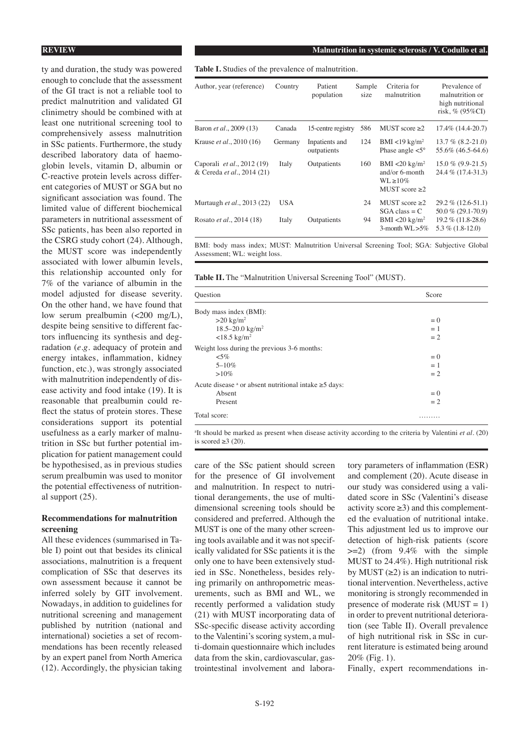ty and duration, the study was powered enough to conclude that the assessment of the GI tract is not a reliable tool to predict malnutrition and validated GI clinimetry should be combined with at least one nutritional screening tool to comprehensively assess malnutrition in SSc patients. Furthermore, the study described laboratory data of haemoglobin levels, vitamin D, albumin or C-reactive protein levels across different categories of MUST or SGA but no significant association was found. The limited value of different biochemical parameters in nutritional assessment of SSc patients, has been also reported in the CSRG study cohort (24). Although, the MUST score was independently associated with lower albumin levels, this relationship accounted only for 7% of the variance of albumin in the model adjusted for disease severity. On the other hand, we have found that low serum prealbumin (<200 mg/L), despite being sensitive to different factors influencing its synthesis and degradation (*e.g.* adequacy of protein and energy intakes, inflammation, kidney function, etc.), was strongly associated with malnutrition independently of disease activity and food intake (19). It is reasonable that prealbumin could reflect the status of protein stores. These considerations support its potential usefulness as a early marker of malnutrition in SSc but further potential implication for patient management could be hypothesised, as in previous studies serum prealbumin was used to monitor the potential effectiveness of nutritional support (25).

**Table I.** Studies of the prevalence of malnutrition.

| Author, year (reference) | Country | Patient population | Sample size | Criteria for malnutrition | Prevalence of malnutrition or high nutritional risk, % (95%CI) |
|---|---|---|---|---|---|
| Baron *et al.*, 2009 (13) | Canada | 15-centre registry | 586 | MUST score ≥2 | 17.4% (14.4-20.7) |
| Krause *et al.*, 2010 (16) | Germany | Inpatients and outpatients | 124 | BMI <19 kg/m² <br> Phase angle <5° | 13.7 % (8.2-21.0) <br> 55.6% (46.5-64.6) |
| Caporali *et al.*, 2012 (19) & Cereda *et al.*, 2014 (21) | Italy | Outpatients | 160 | BMI <20 kg/m² and/or 6-month WL ≥10% <br> MUST score ≥2 | 15.0 % (9.9-21.5) <br> 24.4 % (17.4-31.3) |
| Murtaugh *et al.*, 2013 (22) | USA | | 24 | MUST score ≥2 <br> SGA class = C | 29.2 % (12.6-51.1) <br> 50.0 % (29.1-70.9) |
| Rosato *et al.*, 2014 (18) | Italy | Outpatients | 94 | BMI <20 kg/m² <br> 3-month WL>5% | 19.2 % (11.8-28.6) <br> 5.3 % (1.8-12.0) |

BMI: body mass index; MUST: Malnutrition Universal Screening Tool; SGA: Subjective Global Assessment; WL: weight loss.

**Table II.** The "Malnutrition Universal Screening Tool" (MUST).

| Question | Score |
|---|---|
| Body mass index (BMI): | |
| >20 kg/m² | = 0 |
| 18.5–20.0 kg/m² | = 1 |
| <18.5 kg/m² | = 2 |
| Weight loss during the previous 3-6 months: | |
| <5% | = 0 |
| 5–10% | = 1 |
| >10% | = 2 |
| Acute disease [a] or absent nutritional intake ≥5 days: | |
| Absent | = 0 |
| Present | = 2 |
| Total score: | ……… |

[a]It should be marked as present when disease activity according to the criteria by Valentini *et al.* (20) is scored ≥3 (20).

## Recommendations for malnutrition screening

All these evidences (summarised in Table I) point out that besides its clinical associations, malnutrition is a frequent complication of SSc that deserves its own assessment because it cannot be inferred solely by GIT involvement. Nowadays, in addition to guidelines for nutritional screening and management published by nutrition (national and international) societies a set of recommendations has been recently released by an expert panel from North America (12). Accordingly, the physician taking care of the SSc patient should screen for the presence of GI involvement and malnutrition. In respect to nutritional derangements, the use of multidimensional screening tools should be considered and preferred. Although the MUST is one of the many other screening tools available and it was not specifically validated for SSc patients it is the only one to have been extensively studied in SSc. Nonetheless, besides relying primarily on anthropometric measurements, such as BMI and WL, we recently performed a validation study (21) with MUST incorporating data of SSc-specific disease activity according to the Valentini's scoring system, a multi-domain questionnaire which includes data from the skin, cardiovascular, gastrointestinal involvement and laboratory parameters of inflammation (ESR) and complement (20). Acute disease in our study was considered using a validated score in SSc (Valentini's disease activity score ≥3) and this complemented the evaluation of nutritional intake. This adjustment led us to improve our detection of high-risk patients (score >=2) (from 9.4% with the simple MUST to 24.4%). High nutritional risk by MUST (≥2) is an indication to nutritional intervention. Nevertheless, active monitoring is strongly recommended in presence of moderate risk (MUST = 1) in order to prevent nutritional deterioration (see Table II). Overall prevalence of high nutritional risk in SSc in current literature is estimated being around 20% (Fig. 1).

Finally, expert recommendations in-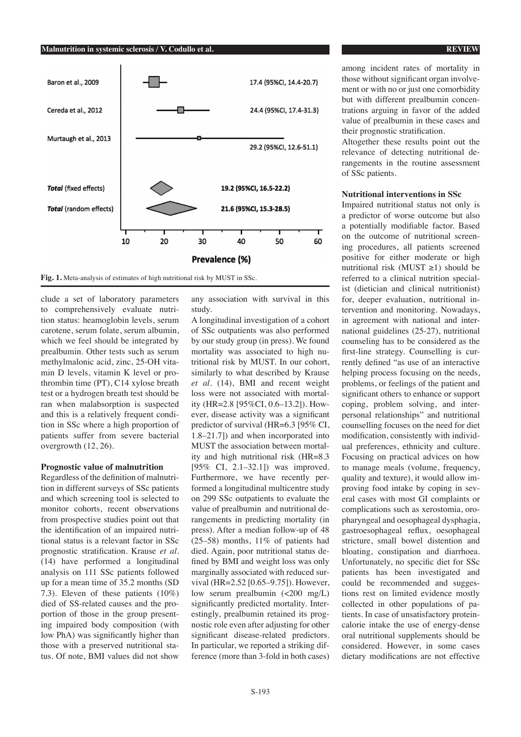Baron et al., 2009

17.4 (95%CI, 14.4-20.7)

Cereda et al., 2012

24.4 (95%CI, 17.4-31.3)

Murtaugh et al., 2013

29.2 (95%CI, 12.6-51.1)

**Total** (fixed effects)

19.2 (95%CI, 16.5-22.2)

**Total** (random effects)

21.6 (95%CI, 15.3-28.5)

10 20 30 40 50 60

Prevalence (%)

**Fig. 1.** Meta-analysis of estimates of high nutritional risk by MUST in SSc.

clude a set of laboratory parameters to comprehensively evaluate nutrition status: heamoglobin levels, serum carotene, serum folate, serum albumin, which we feel should be integrated by prealbumin. Other tests such as serum methylmalonic acid, zinc, 25-OH vitamin D levels, vitamin K level or prothrombin time (PT), C14 xylose breath test or a hydrogen breath test should be ran when malabsorption is suspected and this is a relatively frequent condition in SSc where a high proportion of patients suffer from severe bacterial overgrowth (12, 26).

#### Prognostic value of malnutrition

Regardless of the definition of malnutrition in different surveys of SSc patients and which screening tool is selected to monitor cohorts, recent observations from prospective studies point out that the identification of an impaired nutritional status is a relevant factor in SSc prognostic stratification. Krause *et al.* (14) have performed a longitudinal analysis on 111 SSc patients followed up for a mean time of 35.2 months (SD 7.3). Eleven of these patients (10%) died of SS-related causes and the proportion of those in the group presenting impaired body composition (with low PhA) was significantly higher than those with a preserved nutritional status. Of note, BMI values did not show any association with survival in this study.

A longitudinal investigation of a cohort of SSc outpatients was also performed by our study group (in press). We found mortality was associated to high nutritional risk by MUST. In our cohort, similarly to what described by Krause *et al.* (14), BMI and recent weight loss were not associated with mortality (HR=2.8 [95%CI, 0.6–13.2]). However, disease activity was a significant predictor of survival (HR=6.3 [95% CI, 1.8–21.7]) and when incorporated into MUST the association between mortality and high nutritional risk (HR=8.3 [95% CI, 2.1–32.1]) was improved. Furthermore, we have recently performed a longitudinal multicentre study on 299 SSc outpatients to evaluate the value of prealbumin and nutritional derangements in predicting mortality (in press). After a median follow-up of 48 (25–58) months, 11% of patients had died. Again, poor nutritional status defined by BMI and weight loss was only marginally associated with reduced survival (HR=2.52 [0.65–9.75]). However, low serum prealbumin (<200 mg/L) significantly predicted mortality. Interestingly, prealbumin retained its prognostic role even after adjusting for other significant disease-related predictors. In particular, we reported a striking difference (more than 3-fold in both cases) among incident rates of mortality in those without significant organ involvement or with no or just one comorbidity but with different prealbumin concentrations arguing in favor of the added value of prealbumin in these cases and their prognostic stratification.

Altogether these results point out the relevance of detecting nutritional derangements in the routine assessment of SSc patients.

#### Nutritional interventions in SSc

Impaired nutritional status not only is a predictor of worse outcome but also a potentially modifiable factor. Based on the outcome of nutritional screening procedures, all patients screened positive for either moderate or high nutritional risk (MUST ≥1) should be referred to a clinical nutrition specialist (dietician and clinical nutritionist) for, deeper evaluation, nutritional intervention and monitoring. Nowadays, in agreement with national and international guidelines (25-27), nutritional counseling has to be considered as the first-line strategy. Counselling is currently defined "as use of an interactive helping process focusing on the needs, problems, or feelings of the patient and significant others to enhance or support coping, problem solving, and interpersonal relationships" and nutritional counselling focuses on the need for diet modification, consistently with individual preferences, ethnicity and culture. Focusing on practical advices on how to manage meals (volume, frequency, quality and texture), it would allow improving food intake by coping in several cases with most GI complaints or complications such as xerostomia, oropharyngeal and oesophageal dysphagia, gastroesophageal reflux, oesophageal stricture, small bowel distention and bloating, constipation and diarrhoea. Unfortunately, no specific diet for SSc patients has been investigated and could be recommended and suggestions rest on limited evidence mostly collected in other populations of patients. In case of unsatisfactory protein-calorie intake the use of energy-dense oral nutritional supplements should be considered. However, in some cases dietary modifications are not effective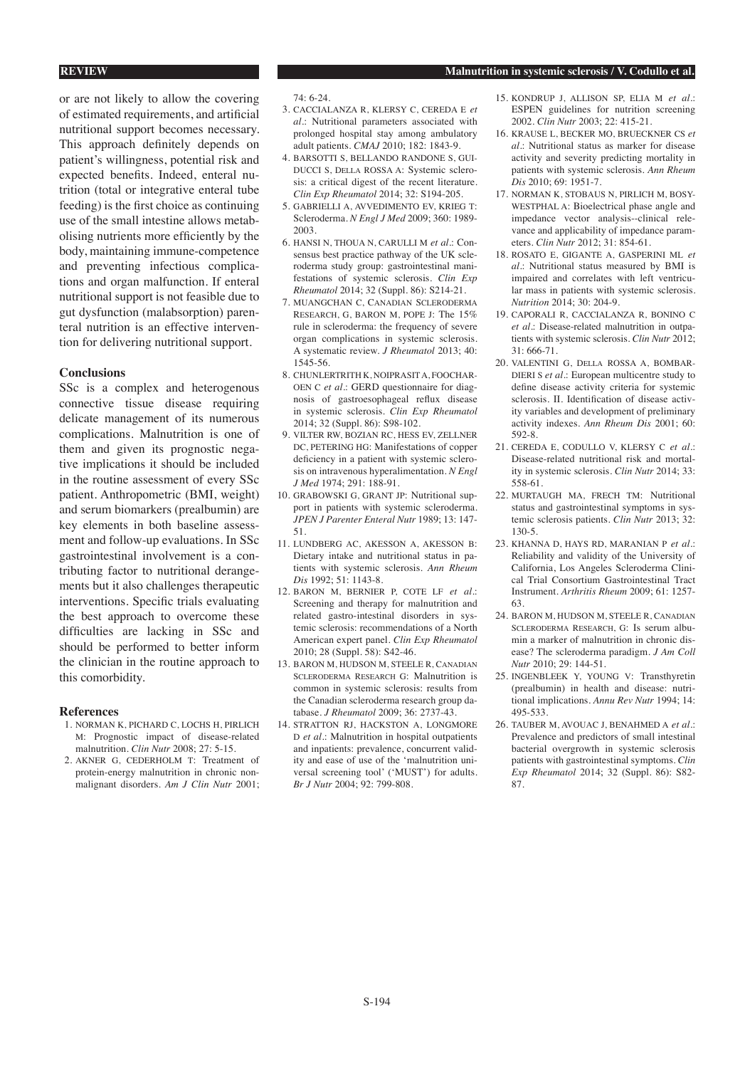or are not likely to allow the covering of estimated requirements, and artificial nutritional support becomes necessary. This approach definitely depends on patient's willingness, potential risk and expected benefits. Indeed, enteral nutrition (total or integrative enteral tube feeding) is the first choice as continuing use of the small intestine allows metabolising nutrients more efficiently by the body, maintaining immune-competence and preventing infectious complications and organ malfunction. If enteral nutritional support is not feasible due to gut dysfunction (malabsorption) parenteral nutrition is an effective intervention for delivering nutritional support.

## Conclusions

SSc is a complex and heterogenous connective tissue disease requiring delicate management of its numerous complications. Malnutrition is one of them and given its prognostic negative implications it should be included in the routine assessment of every SSc patient. Anthropometric (BMI, weight) and serum biomarkers (prealbumin) are key elements in both baseline assessment and follow-up evaluations. In SSc gastrointestinal involvement is a contributing factor to nutritional derangements but it also challenges therapeutic interventions. Specific trials evaluating the best approach to overcome these difficulties are lacking in SSc and should be performed to better inform the clinician in the routine approach to this comorbidity.

## References

1. NORMAN K, PICHARD C, LOCHS H, PIRLICH M: Prognostic impact of disease-related malnutrition. *Clin Nutr* 2008; 27: 5-15.
2. AKNER G, CEDERHOLM T: Treatment of protein-energy malnutrition in chronic non-malignant disorders. *Am J Clin Nutr* 2001; 74: 6-24.
3. CACCIALANZA R, KLERSY C, CEREDA E *et al.*: Nutritional parameters associated with prolonged hospital stay among ambulatory adult patients. *CMAJ* 2010; 182: 1843-9.
4. BARSOTTI S, BELLANDO RANDONE S, GUIDUCCI S, DELLA ROSSA A: Systemic sclerosis: a critical digest of the recent literature. *Clin Exp Rheumatol* 2014; 32: S194-205.
5. GABRIELLI A, AVVEDIMENTO EV, KRIEG T: Scleroderma. *N Engl J Med* 2009; 360: 1989-2003.
6. HANSI N, THOUA N, CARULLI M *et al.*: Consensus best practice pathway of the UK scleroderma study group: gastrointestinal manifestations of systemic sclerosis. *Clin Exp Rheumatol* 2014; 32 (Suppl. 86): S214-21.
7. MUANGCHAN C, CANADIAN SCLERODERMA RESEARCH, G, BARON M, POPE J: The 15% rule in scleroderma: the frequency of severe organ complications in systemic sclerosis. A systematic review. *J Rheumatol* 2013; 40: 1545-56.
8. CHUNLERTRITH K, NOIPRASIT A, FOOCHAROEN C *et al.*: GERD questionnaire for diagnosis of gastroesophageal reflux disease in systemic sclerosis. *Clin Exp Rheumatol* 2014; 32 (Suppl. 86): S98-102.
9. VILTER RW, BOZIAN RC, HESS EV, ZELLNER DC, PETERING HG: Manifestations of copper deficiency in a patient with systemic sclerosis on intravenous hyperalimentation. *N Engl J Med* 1974; 291: 188-91.
10. GRABOWSKI G, GRANT JP: Nutritional support in patients with systemic scleroderma. *JPEN J Parenter Enteral Nutr* 1989; 13: 147-51.
11. LUNDBERG AC, AKESSON A, AKESSON B: Dietary intake and nutritional status in patients with systemic sclerosis. *Ann Rheum Dis* 1992; 51: 1143-8.
12. BARON M, BERNIER P, COTE LF *et al.*: Screening and therapy for malnutrition and related gastro-intestinal disorders in systemic sclerosis: recommendations of a North American expert panel. *Clin Exp Rheumatol* 2010; 28 (Suppl. 58): S42-46.
13. BARON M, HUDSON M, STEELE R, CANADIAN SCLERODERMA RESEARCH G: Malnutrition is common in systemic sclerosis: results from the Canadian scleroderma research group database. *J Rheumatol* 2009; 36: 2737-43.
14. STRATTON RJ, HACKSTON A, LONGMORE D *et al.*: Malnutrition in hospital outpatients and inpatients: prevalence, concurrent validity and ease of use of the 'malnutrition universal screening tool' ('MUST') for adults. *Br J Nutr* 2004; 92: 799-808.
15. KONDRUP J, ALLISON SP, ELIA M *et al.*: ESPEN guidelines for nutrition screening 2002. *Clin Nutr* 2003; 22: 415-21.
16. KRAUSE L, BECKER MO, BRUECKNER CS *et al.*: Nutritional status as marker for disease activity and severity predicting mortality in patients with systemic sclerosis. *Ann Rheum Dis* 2010; 69: 1951-7.
17. NORMAN K, STOBAUS N, PIRLICH M, BOSY-WESTPHAL A: Bioelectrical phase angle and impedance vector analysis--clinical relevance and applicability of impedance parameters. *Clin Nutr* 2012; 31: 854-61.
18. ROSATO E, GIGANTE A, GASPERINI ML *et al.*: Nutritional status measured by BMI is impaired and correlates with left ventricular mass in patients with systemic sclerosis. *Nutrition* 2014; 30: 204-9.
19. CAPORALI R, CACCIALANZA R, BONINO C *et al.*: Disease-related malnutrition in outpatients with systemic sclerosis. *Clin Nutr* 2012; 31: 666-71.
20. VALENTINI G, DELLA ROSSA A, BOMBARDIERI S *et al.*: European multicentre study to define disease activity criteria for systemic sclerosis. II. Identification of disease activity variables and development of preliminary activity indexes. *Ann Rheum Dis* 2001; 60: 592-8.
21. CEREDA E, CODULLO V, KLERSY C *et al.*: Disease-related nutritional risk and mortality in systemic sclerosis. *Clin Nutr* 2014; 33: 558-61.
22. MURTAUGH MA, FRECH TM: Nutritional status and gastrointestinal symptoms in systemic sclerosis patients. *Clin Nutr* 2013; 32: 130-5.
23. KHANNA D, HAYS RD, MARANIAN P *et al.*: Reliability and validity of the University of California, Los Angeles Scleroderma Clinical Trial Consortium Gastrointestinal Tract Instrument. *Arthritis Rheum* 2009; 61: 1257-63.
24. BARON M, HUDSON M, STEELE R, CANADIAN SCLERODERMA RESEARCH, G: Is serum albumin a marker of malnutrition in chronic disease? The scleroderma paradigm. *J Am Coll Nutr* 2010; 29: 144-51.
25. INGENBLEEK Y, YOUNG V: Transthyretin (prealbumin) in health and disease: nutritional implications. *Annu Rev Nutr* 1994; 14: 495-533.
26. TAUBER M, AVOUAC J, BENAHMED A *et al.*: Prevalence and predictors of small intestinal bacterial overgrowth in systemic sclerosis patients with gastrointestinal symptoms. *Clin Exp Rheumatol* 2014; 32 (Suppl. 86): S82-87.